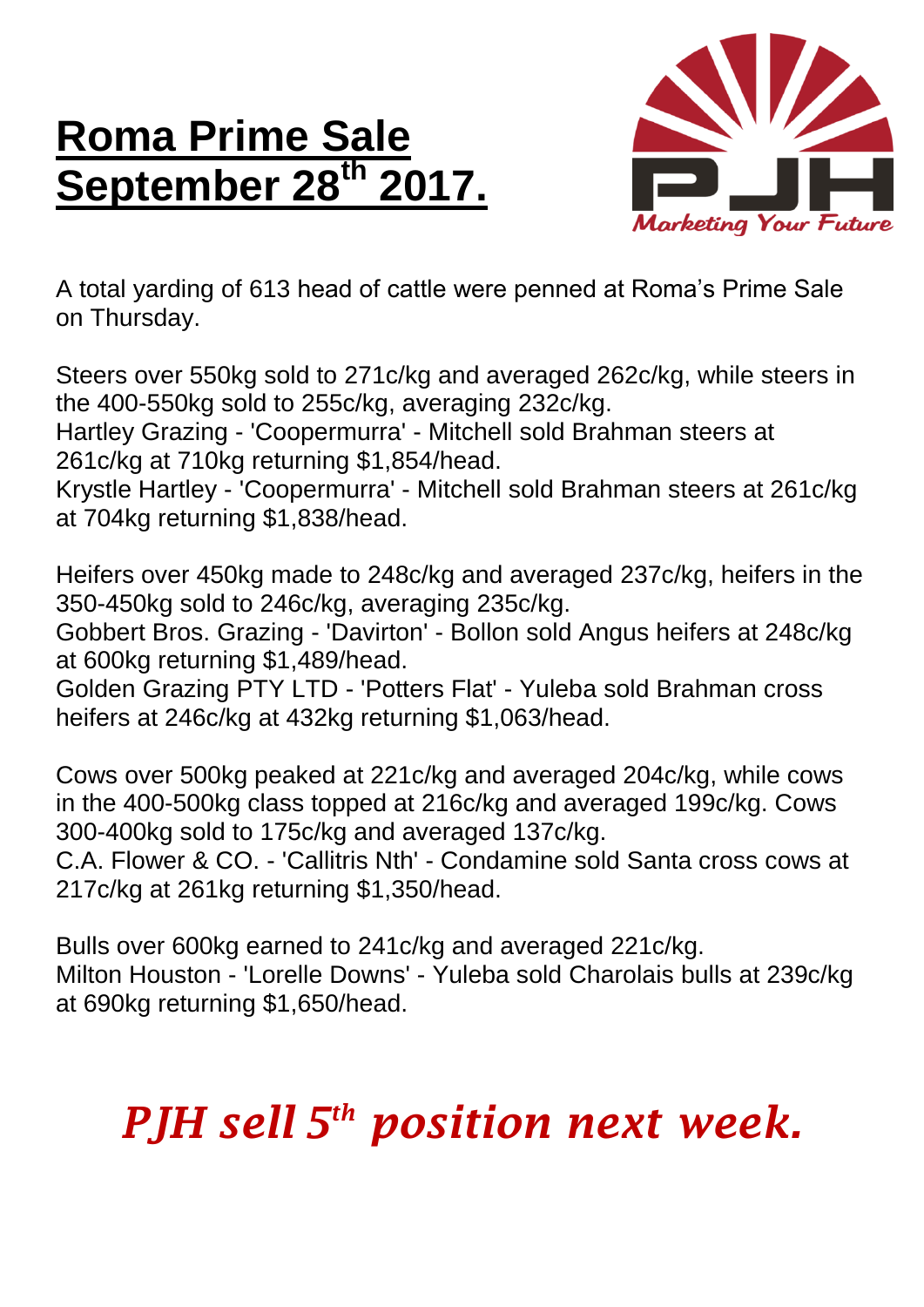# Roma Prime Sale September 28th 2017.

A total yarding of 613 head of cattle were penned at Roma's Prime Sale on Thursday.

Steers over 550kg sold to 271c/kg and averaged 262c/kg, while steers in the 400-550kg sold to 255c/kg, averaging 232c/kg.
Hartley Grazing - 'Coopermurra' - Mitchell sold Brahman steers at 261c/kg at 710kg returning $1,854/head.
Krystle Hartley - 'Coopermurra' - Mitchell sold Brahman steers at 261c/kg at 704kg returning $1,838/head.

Heifers over 450kg made to 248c/kg and averaged 237c/kg, heifers in the 350-450kg sold to 246c/kg, averaging 235c/kg.
Gobbert Bros. Grazing - 'Davirton' - Bollon sold Angus heifers at 248c/kg at 600kg returning $1,489/head.
Golden Grazing PTY LTD - 'Potters Flat' - Yuleba sold Brahman cross heifers at 246c/kg at 432kg returning $1,063/head.

Cows over 500kg peaked at 221c/kg and averaged 204c/kg, while cows in the 400-500kg class topped at 216c/kg and averaged 199c/kg. Cows 300-400kg sold to 175c/kg and averaged 137c/kg.
C.A. Flower & CO. - 'Callitris Nth' - Condamine sold Santa cross cows at 217c/kg at 261kg returning $1,350/head.

Bulls over 600kg earned to 241c/kg and averaged 221c/kg.
Milton Houston - 'Lorelle Downs' - Yuleba sold Charolais bulls at 239c/kg at 690kg returning $1,650/head.

***PJH sell 5th position next week.***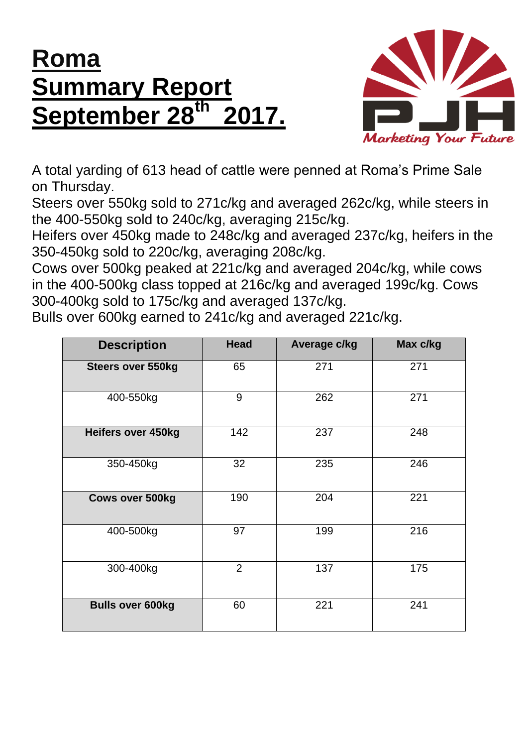# Roma Summary Report September 28th 2017.

Marketing Your Future

A total yarding of 613 head of cattle were penned at Roma's Prime Sale on Thursday.

Steers over 550kg sold to 271c/kg and averaged 262c/kg, while steers in the 400-550kg sold to 240c/kg, averaging 215c/kg.

Heifers over 450kg made to 248c/kg and averaged 237c/kg, heifers in the 350-450kg sold to 220c/kg, averaging 208c/kg.

Cows over 500kg peaked at 221c/kg and averaged 204c/kg, while cows in the 400-500kg class topped at 216c/kg and averaged 199c/kg. Cows 300-400kg sold to 175c/kg and averaged 137c/kg.

Bulls over 600kg earned to 241c/kg and averaged 221c/kg.

| Description | Head | Average c/kg | Max c/kg |
|---|---|---|---|
| **Steers over 550kg** | 65 | 271 | 271 |
| 400-550kg | 9 | 262 | 271 |
| **Heifers over 450kg** | 142 | 237 | 248 |
| 350-450kg | 32 | 235 | 246 |
| **Cows over 500kg** | 190 | 204 | 221 |
| 400-500kg | 97 | 199 | 216 |
| 300-400kg | 2 | 137 | 175 |
| **Bulls over 600kg** | 60 | 221 | 241 |